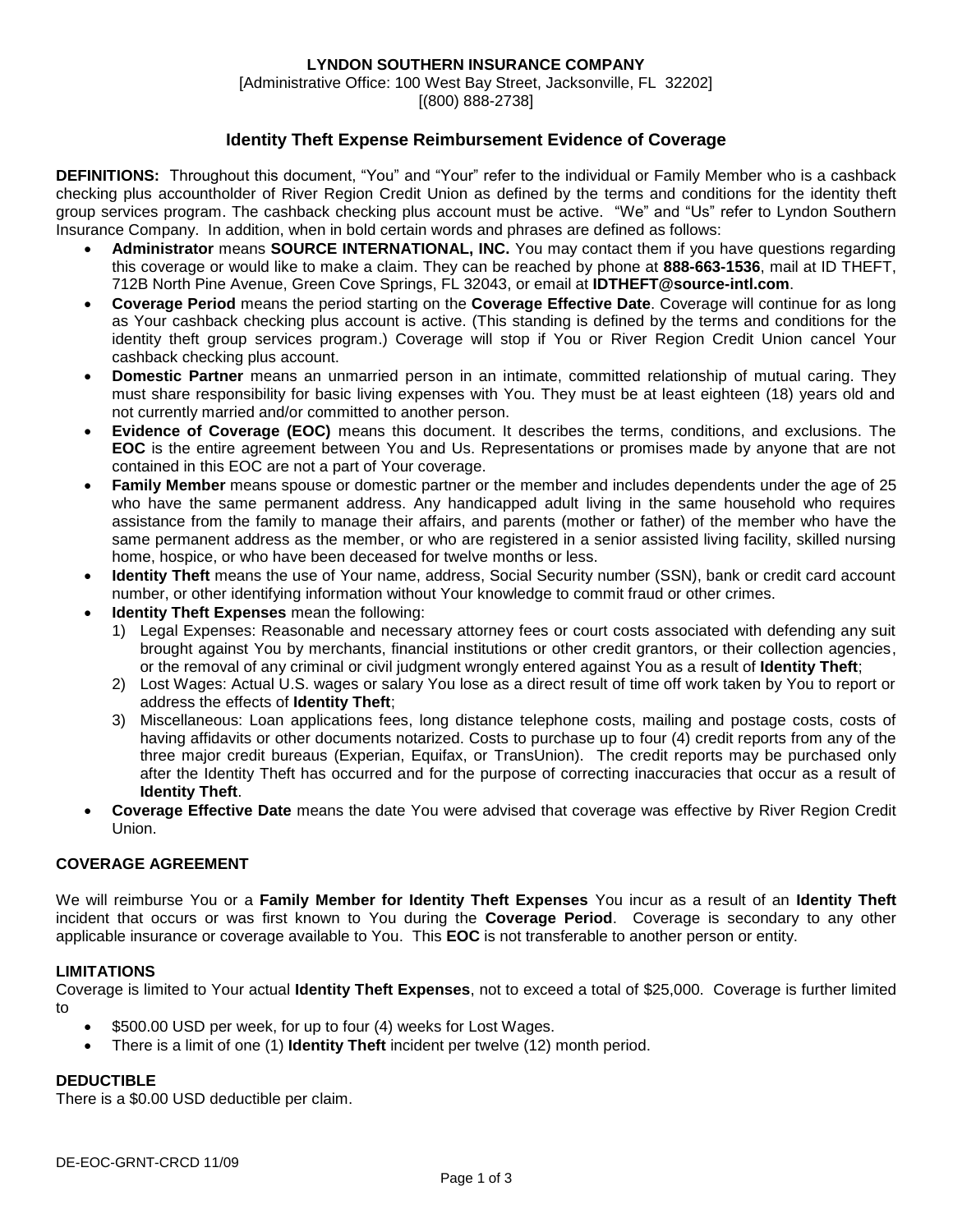**LYNDON SOUTHERN INSURANCE COMPANY**

[Administrative Office: 100 West Bay Street, Jacksonville, FL 32202]

[(800) 888-2738]

## Identity Theft Expense Reimbursement Evidence of Coverage

**DEFINITIONS:** Throughout this document, "You" and "Your" refer to the individual or Family Member who is a cashback checking plus accountholder of River Region Credit Union as defined by the terms and conditions for the identity theft group services program. The cashback checking plus account must be active. "We" and "Us" refer to Lyndon Southern Insurance Company. In addition, when in bold certain words and phrases are defined as follows:

- **Administrator** means **SOURCE INTERNATIONAL, INC.** You may contact them if you have questions regarding this coverage or would like to make a claim. They can be reached by phone at **888-663-1536**, mail at ID THEFT, 712B North Pine Avenue, Green Cove Springs, FL 32043, or email at **IDTHEFT@source-intl.com**.
- **Coverage Period** means the period starting on the **Coverage Effective Date**. Coverage will continue for as long as Your cashback checking plus account is active. (This standing is defined by the terms and conditions for the identity theft group services program.) Coverage will stop if You or River Region Credit Union cancel Your cashback checking plus account.
- **Domestic Partner** means an unmarried person in an intimate, committed relationship of mutual caring. They must share responsibility for basic living expenses with You. They must be at least eighteen (18) years old and not currently married and/or committed to another person.
- **Evidence of Coverage (EOC)** means this document. It describes the terms, conditions, and exclusions. The **EOC** is the entire agreement between You and Us. Representations or promises made by anyone that are not contained in this EOC are not a part of Your coverage.
- **Family Member** means spouse or domestic partner or the member and includes dependents under the age of 25 who have the same permanent address. Any handicapped adult living in the same household who requires assistance from the family to manage their affairs, and parents (mother or father) of the member who have the same permanent address as the member, or who are registered in a senior assisted living facility, skilled nursing home, hospice, or who have been deceased for twelve months or less.
- **Identity Theft** means the use of Your name, address, Social Security number (SSN), bank or credit card account number, or other identifying information without Your knowledge to commit fraud or other crimes.
- **Identity Theft Expenses** mean the following:
  1) Legal Expenses: Reasonable and necessary attorney fees or court costs associated with defending any suit brought against You by merchants, financial institutions or other credit grantors, or their collection agencies, or the removal of any criminal or civil judgment wrongly entered against You as a result of **Identity Theft**;
  2) Lost Wages: Actual U.S. wages or salary You lose as a direct result of time off work taken by You to report or address the effects of **Identity Theft**;
  3) Miscellaneous: Loan applications fees, long distance telephone costs, mailing and postage costs, costs of having affidavits or other documents notarized. Costs to purchase up to four (4) credit reports from any of the three major credit bureaus (Experian, Equifax, or TransUnion). The credit reports may be purchased only after the Identity Theft has occurred and for the purpose of correcting inaccuracies that occur as a result of **Identity Theft**.
- **Coverage Effective Date** means the date You were advised that coverage was effective by River Region Credit Union.

### COVERAGE AGREEMENT

We will reimburse You or a **Family Member for Identity Theft Expenses** You incur as a result of an **Identity Theft** incident that occurs or was first known to You during the **Coverage Period**. Coverage is secondary to any other applicable insurance or coverage available to You. This **EOC** is not transferable to another person or entity.

### LIMITATIONS

Coverage is limited to Your actual **Identity Theft Expenses**, not to exceed a total of $25,000. Coverage is further limited to

- $500.00 USD per week, for up to four (4) weeks for Lost Wages.
- There is a limit of one (1) **Identity Theft** incident per twelve (12) month period.

### DEDUCTIBLE

There is a $0.00 USD deductible per claim.

DE-EOC-GRNT-CRCD 11/09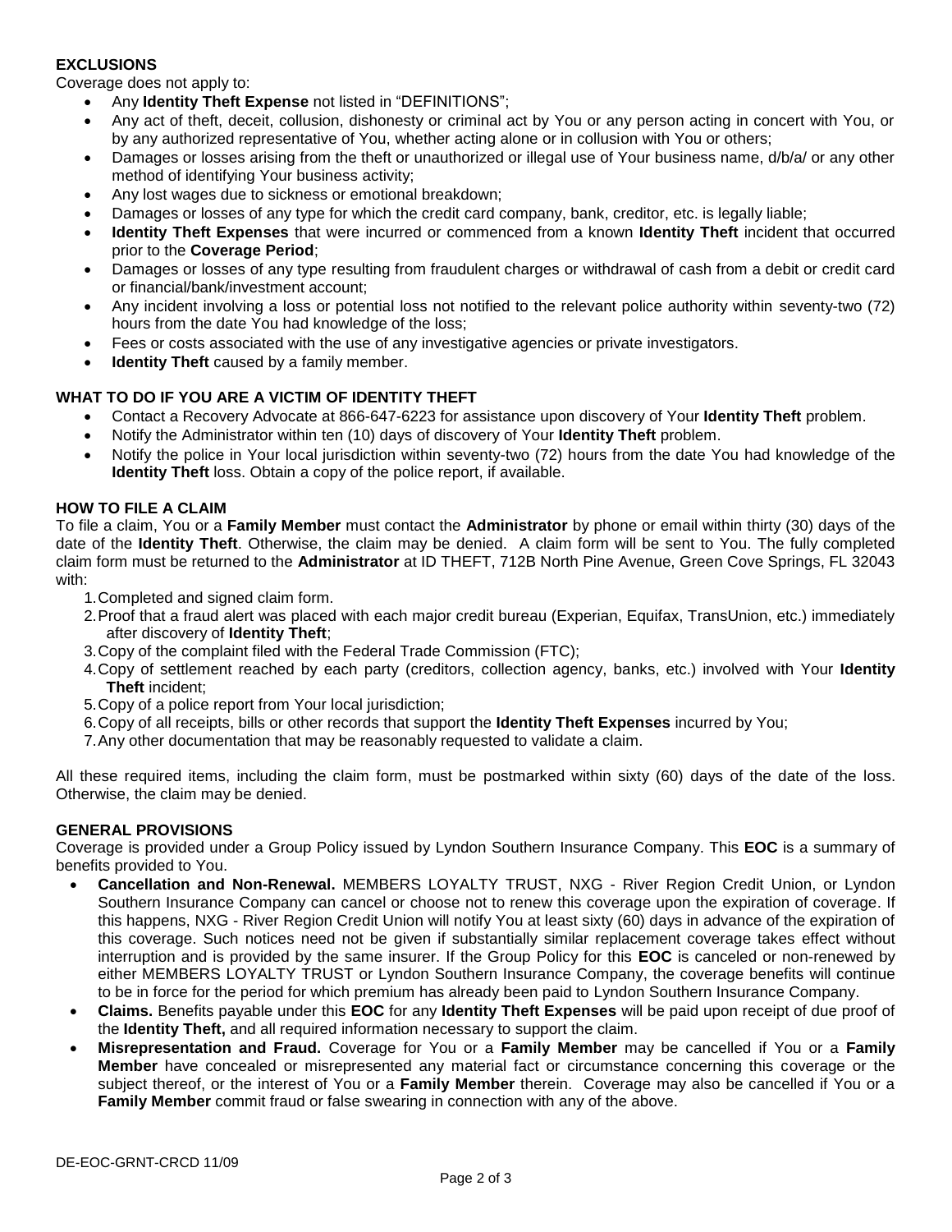## EXCLUSIONS

Coverage does not apply to:

- Any **Identity Theft Expense** not listed in "DEFINITIONS";
- Any act of theft, deceit, collusion, dishonesty or criminal act by You or any person acting in concert with You, or by any authorized representative of You, whether acting alone or in collusion with You or others;
- Damages or losses arising from the theft or unauthorized or illegal use of Your business name, d/b/a/ or any other method of identifying Your business activity;
- Any lost wages due to sickness or emotional breakdown;
- Damages or losses of any type for which the credit card company, bank, creditor, etc. is legally liable;
- **Identity Theft Expenses** that were incurred or commenced from a known **Identity Theft** incident that occurred prior to the **Coverage Period**;
- Damages or losses of any type resulting from fraudulent charges or withdrawal of cash from a debit or credit card or financial/bank/investment account;
- Any incident involving a loss or potential loss not notified to the relevant police authority within seventy-two (72) hours from the date You had knowledge of the loss;
- Fees or costs associated with the use of any investigative agencies or private investigators.
- **Identity Theft** caused by a family member.

## WHAT TO DO IF YOU ARE A VICTIM OF IDENTITY THEFT

- Contact a Recovery Advocate at 866-647-6223 for assistance upon discovery of Your **Identity Theft** problem.
- Notify the Administrator within ten (10) days of discovery of Your **Identity Theft** problem.
- Notify the police in Your local jurisdiction within seventy-two (72) hours from the date You had knowledge of the **Identity Theft** loss. Obtain a copy of the police report, if available.

## HOW TO FILE A CLAIM

To file a claim, You or a **Family Member** must contact the **Administrator** by phone or email within thirty (30) days of the date of the **Identity Theft**. Otherwise, the claim may be denied. A claim form will be sent to You. The fully completed claim form must be returned to the **Administrator** at ID THEFT, 712B North Pine Avenue, Green Cove Springs, FL 32043 with:

1. Completed and signed claim form.
2. Proof that a fraud alert was placed with each major credit bureau (Experian, Equifax, TransUnion, etc.) immediately after discovery of **Identity Theft**;
3. Copy of the complaint filed with the Federal Trade Commission (FTC);
4. Copy of settlement reached by each party (creditors, collection agency, banks, etc.) involved with Your **Identity Theft** incident;
5. Copy of a police report from Your local jurisdiction;
6. Copy of all receipts, bills or other records that support the **Identity Theft Expenses** incurred by You;
7. Any other documentation that may be reasonably requested to validate a claim.

All these required items, including the claim form, must be postmarked within sixty (60) days of the date of the loss. Otherwise, the claim may be denied.

## GENERAL PROVISIONS

Coverage is provided under a Group Policy issued by Lyndon Southern Insurance Company. This **EOC** is a summary of benefits provided to You.

- **Cancellation and Non-Renewal.** MEMBERS LOYALTY TRUST, NXG - River Region Credit Union, or Lyndon Southern Insurance Company can cancel or choose not to renew this coverage upon the expiration of coverage. If this happens, NXG - River Region Credit Union will notify You at least sixty (60) days in advance of the expiration of this coverage. Such notices need not be given if substantially similar replacement coverage takes effect without interruption and is provided by the same insurer. If the Group Policy for this **EOC** is canceled or non-renewed by either MEMBERS LOYALTY TRUST or Lyndon Southern Insurance Company, the coverage benefits will continue to be in force for the period for which premium has already been paid to Lyndon Southern Insurance Company.
- **Claims.** Benefits payable under this **EOC** for any **Identity Theft Expenses** will be paid upon receipt of due proof of the **Identity Theft,** and all required information necessary to support the claim.
- **Misrepresentation and Fraud.** Coverage for You or a **Family Member** may be cancelled if You or a **Family Member** have concealed or misrepresented any material fact or circumstance concerning this coverage or the subject thereof, or the interest of You or a **Family Member** therein. Coverage may also be cancelled if You or a **Family Member** commit fraud or false swearing in connection with any of the above.

DE-EOC-GRNT-CRCD 11/09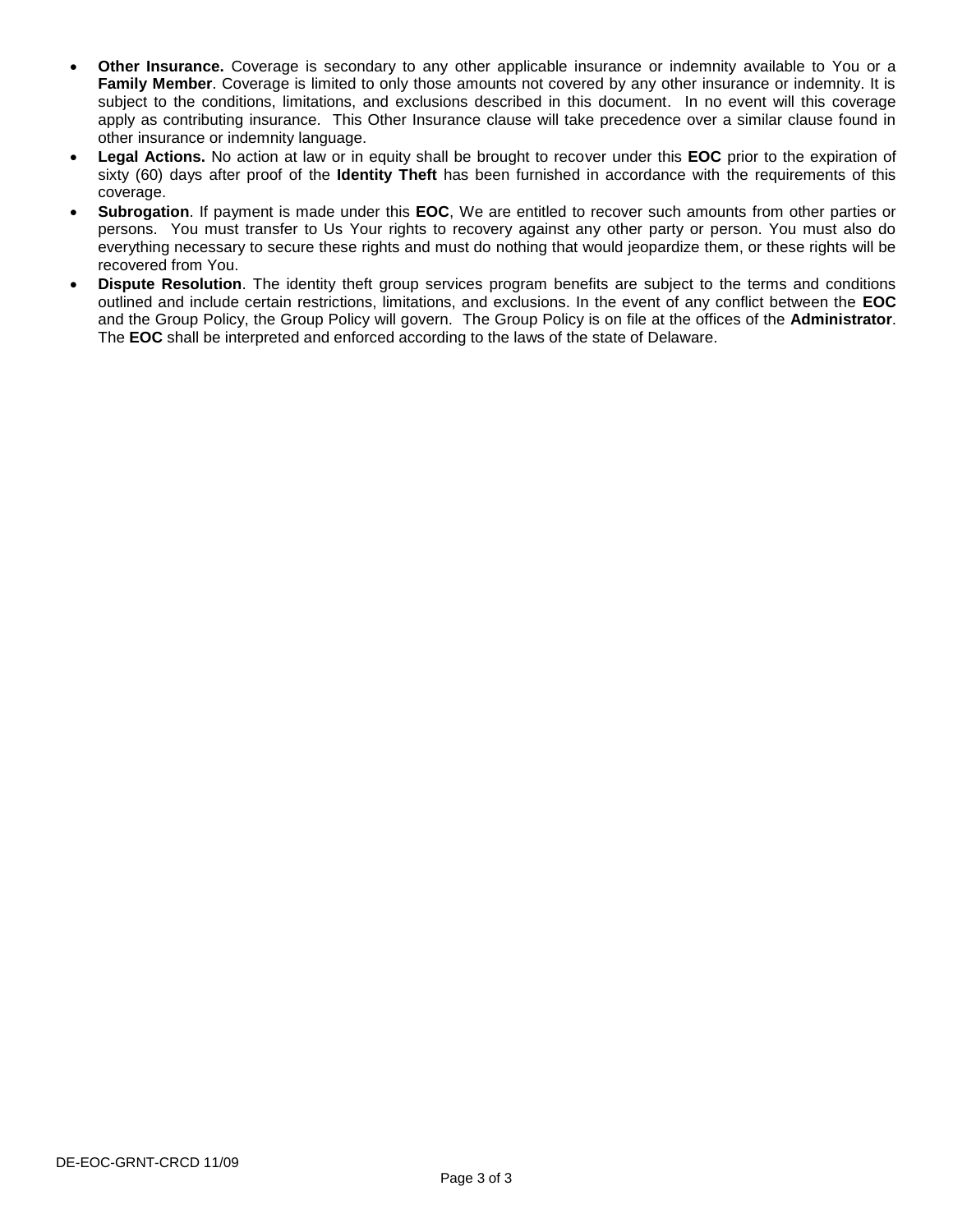- **Other Insurance.** Coverage is secondary to any other applicable insurance or indemnity available to You or a **Family Member**. Coverage is limited to only those amounts not covered by any other insurance or indemnity. It is subject to the conditions, limitations, and exclusions described in this document. In no event will this coverage apply as contributing insurance. This Other Insurance clause will take precedence over a similar clause found in other insurance or indemnity language.
- **Legal Actions.** No action at law or in equity shall be brought to recover under this **EOC** prior to the expiration of sixty (60) days after proof of the **Identity Theft** has been furnished in accordance with the requirements of this coverage.
- **Subrogation**. If payment is made under this **EOC**, We are entitled to recover such amounts from other parties or persons. You must transfer to Us Your rights to recovery against any other party or person. You must also do everything necessary to secure these rights and must do nothing that would jeopardize them, or these rights will be recovered from You.
- **Dispute Resolution**. The identity theft group services program benefits are subject to the terms and conditions outlined and include certain restrictions, limitations, and exclusions. In the event of any conflict between the **EOC** and the Group Policy, the Group Policy will govern. The Group Policy is on file at the offices of the **Administrator**. The **EOC** shall be interpreted and enforced according to the laws of the state of Delaware.

DE-EOC-GRNT-CRCD 11/09